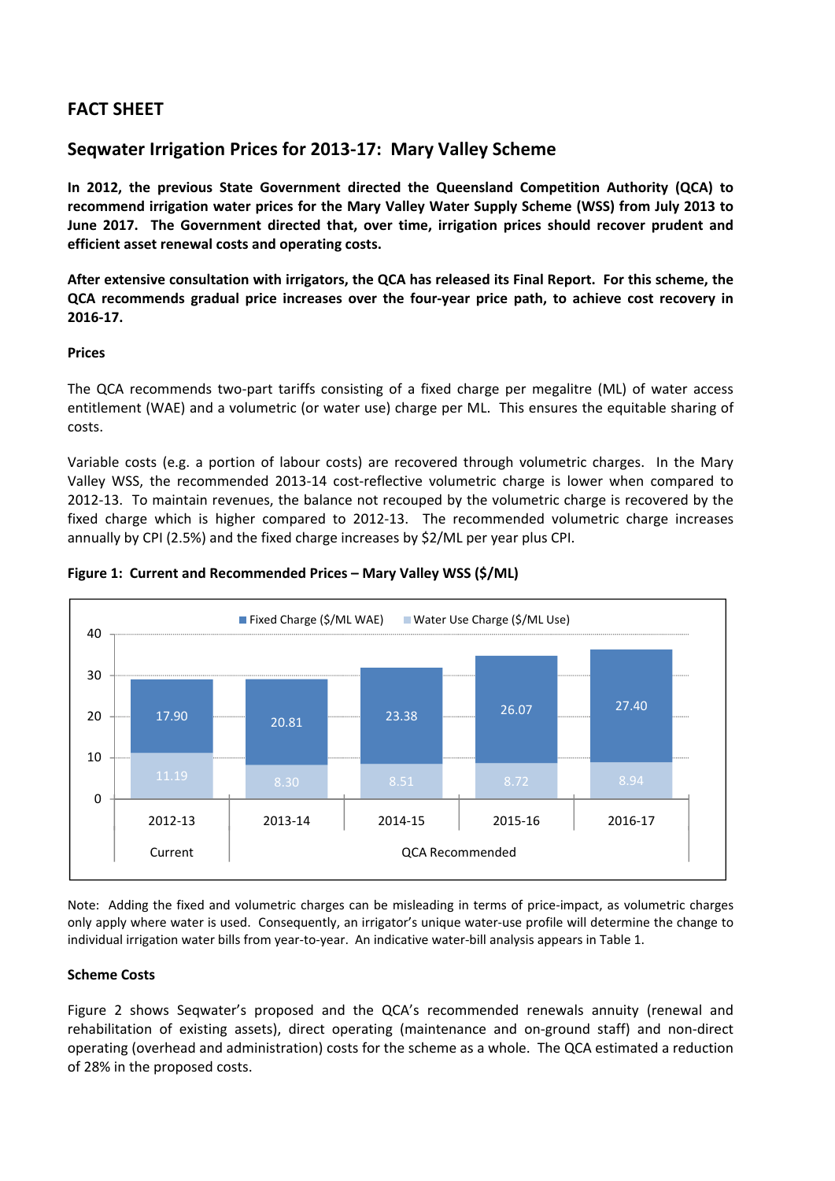# FACT SHEET

## Seqwater Irrigation Prices for 2013-17: Mary Valley Scheme

**In 2012, the previous State Government directed the Queensland Competition Authority (QCA) to recommend irrigation water prices for the Mary Valley Water Supply Scheme (WSS) from July 2013 to June 2017. The Government directed that, over time, irrigation prices should recover prudent and efficient asset renewal costs and operating costs.**

**After extensive consultation with irrigators, the QCA has released its Final Report. For this scheme, the QCA recommends gradual price increases over the four-year price path, to achieve cost recovery in 2016-17.**

### Prices

The QCA recommends two-part tariffs consisting of a fixed charge per megalitre (ML) of water access entitlement (WAE) and a volumetric (or water use) charge per ML. This ensures the equitable sharing of costs.

Variable costs (e.g. a portion of labour costs) are recovered through volumetric charges. In the Mary Valley WSS, the recommended 2013-14 cost-reflective volumetric charge is lower when compared to 2012-13. To maintain revenues, the balance not recouped by the volumetric charge is recovered by the fixed charge which is higher compared to 2012-13. The recommended volumetric charge increases annually by CPI (2.5%) and the fixed charge increases by $2/ML per year plus CPI.

**Figure 1: Current and Recommended Prices – Mary Valley WSS ($/ML)**

| | 2012-13 (Current) | 2013-14 (QCA Recommended) | 2014-15 (QCA Recommended) | 2015-16 (QCA Recommended) | 2016-17 (QCA Recommended) |
|---|---|---|---|---|---|
| Fixed Charge ($/ML WAE) | 17.90 | 20.81 | 23.38 | 26.07 | 27.40 |
| Water Use Charge ($/ML Use) | 11.19 | 8.30 | 8.51 | 8.72 | 8.94 |

Note: Adding the fixed and volumetric charges can be misleading in terms of price-impact, as volumetric charges only apply where water is used. Consequently, an irrigator's unique water-use profile will determine the change to individual irrigation water bills from year-to-year. An indicative water-bill analysis appears in Table 1.

### Scheme Costs

Figure 2 shows Seqwater's proposed and the QCA's recommended renewals annuity (renewal and rehabilitation of existing assets), direct operating (maintenance and on-ground staff) and non-direct operating (overhead and administration) costs for the scheme as a whole. The QCA estimated a reduction of 28% in the proposed costs.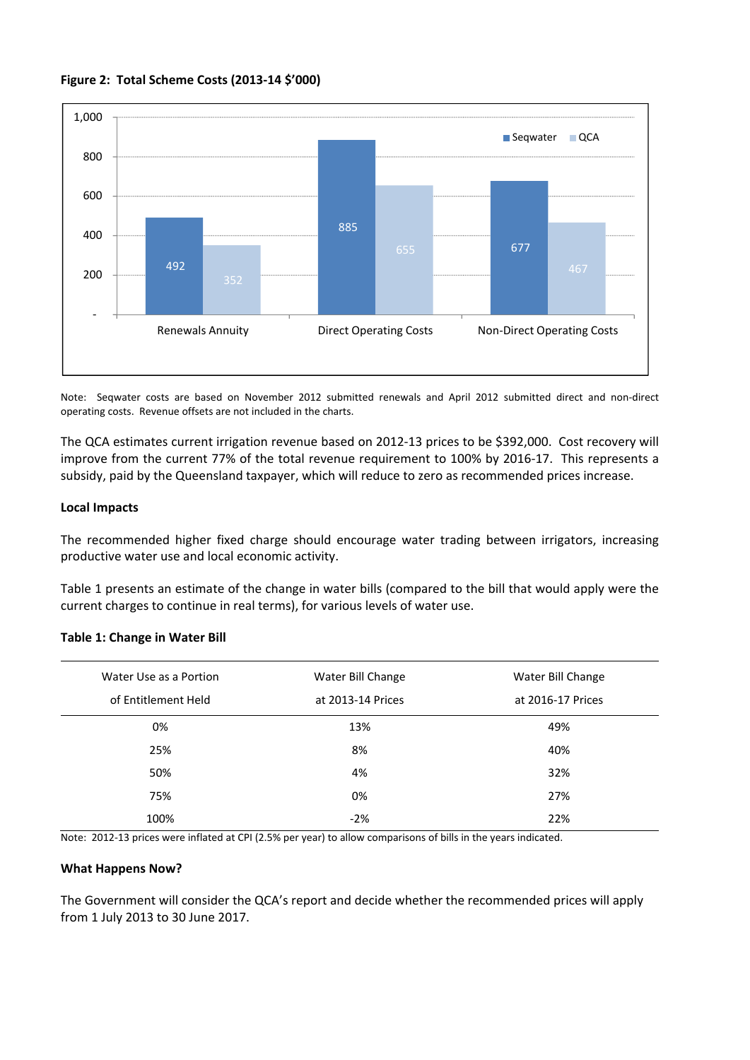**Figure 2: Total Scheme Costs (2013-14 $'000)**

1,000
800
600
400
200
-

Seqwater
QCA

492
352
885
655
677
467

Renewals Annuity
Direct Operating Costs
Non-Direct Operating Costs

Note: Seqwater costs are based on November 2012 submitted renewals and April 2012 submitted direct and non-direct operating costs. Revenue offsets are not included in the charts.

The QCA estimates current irrigation revenue based on 2012-13 prices to be $392,000. Cost recovery will improve from the current 77% of the total revenue requirement to 100% by 2016-17. This represents a subsidy, paid by the Queensland taxpayer, which will reduce to zero as recommended prices increase.

**Local Impacts**

The recommended higher fixed charge should encourage water trading between irrigators, increasing productive water use and local economic activity.

Table 1 presents an estimate of the change in water bills (compared to the bill that would apply were the current charges to continue in real terms), for various levels of water use.

**Table 1: Change in Water Bill**

| Water Use as a Portion of Entitlement Held | Water Bill Change at 2013-14 Prices | Water Bill Change at 2016-17 Prices |
|---|---|---|
| 0% | 13% | 49% |
| 25% | 8% | 40% |
| 50% | 4% | 32% |
| 75% | 0% | 27% |
| 100% | -2% | 22% |

Note: 2012-13 prices were inflated at CPI (2.5% per year) to allow comparisons of bills in the years indicated.

**What Happens Now?**

The Government will consider the QCA's report and decide whether the recommended prices will apply from 1 July 2013 to 30 June 2017.